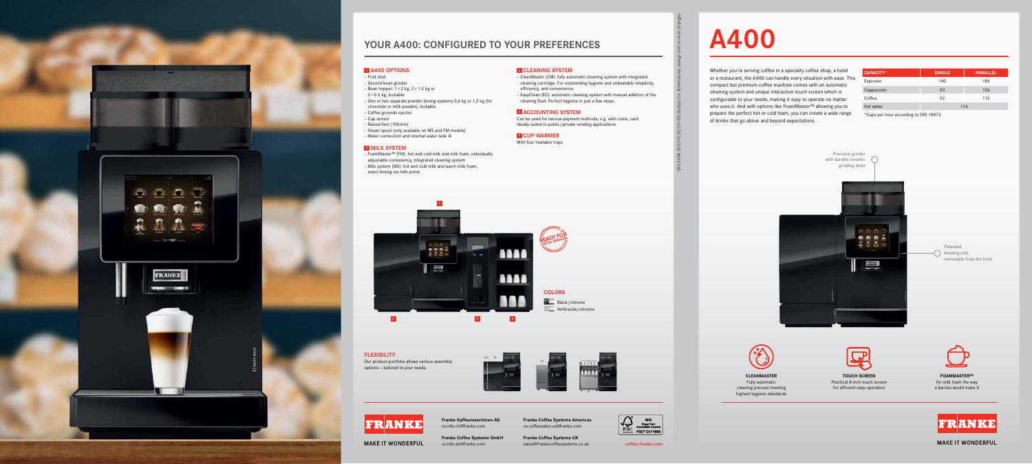## YOUR A400: CONFIGURED TO YOUR PREFERENCES

### 1 A400 OPTIONS

- First shot
- Second bean grinder
- Bean hopper: 1 × 2 kg, 2 × 1.2 kg or 2 × 0.6 kg, lockable
- One or two separate powder dosing systems 0,6 kg or 1,2 kg (for chocolate or milk powder), lockable
- Coffee grounds ejector
- Cup sensor
- Raised feet (100 mm)
- Steam spout (only available on MS and FM models)
- Water connection and internal water tank 4l

### 2 MILK SYSTEM

- FoamMaster™ (FM): hot and cold milk and milk foam, individually adjustable consistency, integrated cleaning system
- Milk system (MS): hot and cold milk and warm milk foam, exact dosing via milk pump

### 3 CLEANING SYSTEM

- CleanMaster (CM): fully automatic cleaning system with integrated cleaning cartridge. For outstanding hygiene and unbeatable simplicity, efficiency, and convenience.
- EasyClean (EC): automatic cleaning system with manual addition of the cleaning fluid. Perfect hygiene in just a few steps.

### 4 ACCOUNTING SYSTEM

Can be used for various payment methods, e.g. with coins, card. Ideally suited to public/private vending applications.

### 5 CUP WARMER

With four heatable trays.

READY FOR DIGITAL SERVICES

### COLORS

- Black/chrome
- Anthracite/chrome

### FLEXIBILITY

Our product portfolio allows various assembly options – tailored to your needs.

FRANKE

MAKE IT WONDERFUL

Franke Kaffeemaschinen AG
cs-info.ch@franke.com

Franke Coffee Systems GmbH
cs-info.de@franke.com

Franke Coffee Systems Americas
cs-coffeesales.us@franke.com

Franke Coffee Systems UK
sales@Frankecoffeesystems.co.uk

MIX Paper from responsible sources FSC® C011855

coffee.franke.com

9010658 520/03.20/CH-EN/Subject to dimensional, design and version changes.

# A400

Whether you're serving coffee in a specialty coffee shop, a hotel or a restaurant, the A400 can handle every situation with ease. This compact but premium coffee machine comes with an automatic cleaning system and unique interactive touch screen which is configurable to your needs, making it easy to operate no matter who uses it. And with options like FoamMaster™ allowing you to prepare the perfect hot or cold foam, you can create a wide range of drinks that go above and beyond expectations.

| CAPACITY* | SINGLE | PARALLEL |
|---|---|---|
| Espresso | 140 | 186 |
| Cappuccino | 93 | 156 |
| Coffee | 92 | 112 |
| Hot water | 116 | |

*Cups per hour according to DIN 18873

Precision grinder with durable ceramic grinding disks

Patented brewing unit, removable from the front

**CLEANMASTER**
Fully automatic cleaning process meeting highest hygiene standards

**TOUCH SCREEN**
Practical 8-inch touch screen for efficient easy operation

**FOAMMASTER™**
for milk foam the way a barista would make it

FRANKE

MAKE IT WONDERFUL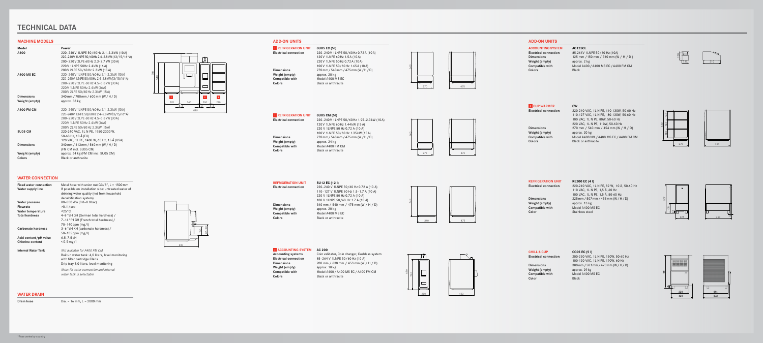# TECHNICAL DATA

## MACHINE MODELS

| Model | Power |
|---|---|
| A400 | 220–240 V 1LNPE 50/60 Hz 2.1–2.3 kW (10 A) |
| | 220–240V 1LNPE 50/60Hz 2.4–2.8kW (13/15/16*A) |
| | 200–220 V 2LPE 60 Hz 2.3–2.7 kW (30 A) |
| | 220 V 1LNPE 50Hz 2.4 kW (16 A) |
| | 200 V 2LPE 50/60 Hz 2.3 kW (15 A) |
| A400 MS EC | 220–240 V 1LNPE 50/60 Hz 2.1–2.3 kW (10 A) |
| | 220–240V 1LNPE 50/60Hz 2.4–2.8kW (13/15/16*A) |
| | 200–220 V 2LPE 60 Hz 4.5–5.3 kW (30 A) |
| | 220 V 1LNPE 50Hz 2.4 kW (16 A) |
| | 200 V 2LPE 50/60 Hz 2.3 kW (15 A) |
| Dimensions | 340 mm / 700 mm / 600 mm (W / H / D) |
| Weight (empty) | approx. 38 kg |
| A400 FM CM | 220–240 V 1LNPE 50/60 Hz 2.1–2.3 kW (10 A) |
| | 220–240V 1LNPE 50/60Hz 2.4–2.8kW (13/15/16*A) |
| | 200–220 V 2LPE 60 Hz 4.5–5.3 kW (30 A) |
| | 220 V 1LNPE 50Hz 2.4 kW (16 A) |
| | 200 V 2LPE 50/60 Hz 2.3 kW (15 A) |
| SU05 CM | 220-240 VAC, 1L N PE, 1950-2300 W, 50-60 Hz, 10 A (EU) |
| | 120 VAC, 1L PE, 1400 W, 60 Hz, 15 A (USA) |
| Dimensions | 340 mm / 613 mm / 560 mm (W / H / D) (FM CM incl. SU05 CM) |
| Weight (empty) | approx. 64 kg (FM CM incl. SU05 CM) |
| Colors | Black or anthracite |

700
540
1
2
3
270
340
200
270
1089

## WATER CONNECTION

| | |
|---|---|
| Fixed water connection | Metal hose with union nut G3/8", L = 1500 mm |
| Water supply line | If possible on installation side: untreated water of drinking water quality (not from household decalcification system) |
| Water pressure | 80–800 kPa (0.8–8.0 bar) |
| Flowrate | >0.1 l/sec |
| Water temperature | <25 °C |
| Total hardness | 4–8 °dH GH (German total hardness) / 7–14 °fH GH (French total hardness) / 70–140 ppm (mg/l) |
| Carbonate hardness | 3–6 °dH KH (carbonate hardness) / 50–105 ppm (mg/l) |
| Acid content/pH value | 6.5–7.5 pH |
| Chlorine content | <0.5 mg/l |
| Internal Water Tank | *Not available for A400 FM CM* |
| | Built-in water tank: 4,0 liters, level monitoring with filter cartridge Claris |
| | Drip tray 3,0 liters, level monitoring |
| | *Note: fix water connection and internal water tank is selectable* |

600

## WATER DRAIN

| | |
|---|---|
| Drain hose | Dia. = 16 mm, L = 2000 mm |

## ADD-ON UNITS

**1 REFRIGERATION UNIT — SU05 EC (5 l)**

| | |
|---|---|
| Electrical connection | 220–240 V 1LNPE 50/60 Hz 0.72 A (10 A) |
| | 120 V 1LNPE 60 Hz 1.5 A (10 A) |
| | 220 V 1LNPE 50 Hz 0.72 A (10 A) |
| | 100 V 1LNPE 50/60 Hz 1.65 A (10 A) |
| Dimensions | 270 mm / 540 mm / 475 mm (W / H / D) |
| Weight (empty) | approx. 20 kg |
| Compatible with | Model A400 MS EC |
| Colors | Black or anthracite |

540
270
475

**1 REFRIGERATION UNIT — SU05 CM (5 l)**

| | |
|---|---|
| Electrical connection | 220–240 V 1LNPE 50/60 Hz 1.95–2.3 kW (10 A) |
| | 120 V 1LNPE 60 Hz 1.44 kW (15 A) |
| | 220 V 1LNPE 50 Hz 0.72 A (10 A) |
| | 100 V 1LNPE 50/60 Hz 1.35 kW (15 A) |
| Dimensions | 270 mm / 540 mm / 475 mm (W / H / D) |
| Weight (empty) | approx. 24 kg |
| Compatible with | Model A400 FM CM |
| Colors | Black or anthracite |

540
270
475

**REFRIGERATION UNIT — SU12 EC (12 l)**

| | |
|---|---|
| Electrical connection | 220–240 V 1LNPE 50/60 Hz 0.72 A (10 A) |
| | 110–127 V 1LNPE 60 Hz 1.5–1.7 A (10 A) |
| | 220 V 1LNPE 50 Hz 0.72 A (10 A) |
| | 100 V 1LNPE 50/60 Hz 1.7 A (10 A) |
| Dimensions | 340 mm / 540 mm / 475 mm (W / H / D) |
| Weight (empty) | approx. 28 kg |
| Compatible with | Model A400 MS EC |
| Colors | Black or anthracite |

540
340
475

**3 ACCOUNTING SYSTEM — AC 200**

| | |
|---|---|
| Accounting systems | Coin validator, Coin changer, Cashless system |
| Electrical connection | 85–264 V 1LNPE 50/60 Hz (10 A) |
| Dimensions | 200 mm / 630 mm / 453 mm (W / H / D) |
| Weight (empty) | approx. 18 kg |
| Compatible with | Model A400 / A400 MS EC / A400 FM CM |
| Colors | Black or anthracite |

630
540
200
453

**ACCOUNTING SYSTEM — AC125CL**

| | |
|---|---|
| Electrical connection | 85–264V 1LNPE 50/60 Hz (10A) |
| Dimensions | 125 mm / 150 mm / 310 mm (W / H / D) |
| Weight (empty) | approx. 2 kg |
| Compatible with | Model A400 / A400 MS EC / A400 FM CM |
| Colors | Black |

150
125
310

**2 CUP WARMER — CW**

| | |
|---|---|
| Electrical connection | 220-240 VAC, 1L N PE, 110-130W, 50-60 Hz |
| | 110-127 VAC, 1L N PE, 80-130W, 50-60 Hz |
| | 100 VAC, 1L N PE, 80W, 50-60 Hz |
| | 220 VAC, 1L N PE, 110W, 50-60 Hz |
| Dimensions | 270 mm / 540 mm / 454 mm (W / H / D) |
| Weight (empty) | approx. 20 kg |
| Compatible with | Model A400 NM / A400 MS EC / A400 FM CM |
| Colors | Black or anthracite |

540
270
454

**REFRIGERATION UNIT — KE200 EC (4 l)**

| | |
|---|---|
| Electrical connection | 220-240 VAC, 1L N PE, 82 W, 10 A, 50-60 Hz |
| | 110 VAC, 1L N PE, 1,5 A, 60 Hz |
| | 100 VAC, 1L N PE, 1,5 A, 50-60 Hz |
| Dimensions | 225 mm / 507 mm / 453 mm (W / H / D) |
| Weight (empty) | approx. 13 kg |
| Compatible with | Model A400 MS EC |
| Color | Stainless steel |

507
225
453

**CHILL & CUP — CC05 EC (5 l)**

| | |
|---|---|
| Electrical connection | 200-230 VAC, 1L N PE, 150W, 50-60 Hz |
| | 100-120 VAC, 1L N PE, 190W, 60 Hz |
| Dimensions | 380 mm / 581 mm / 473 mm (W / H / D) |
| Weight (empty) | approx. 29 kg |
| Compatible with | Model A400 MS EC |
| Color | Black |

581
320
430
444
473

*Fuse varies by country